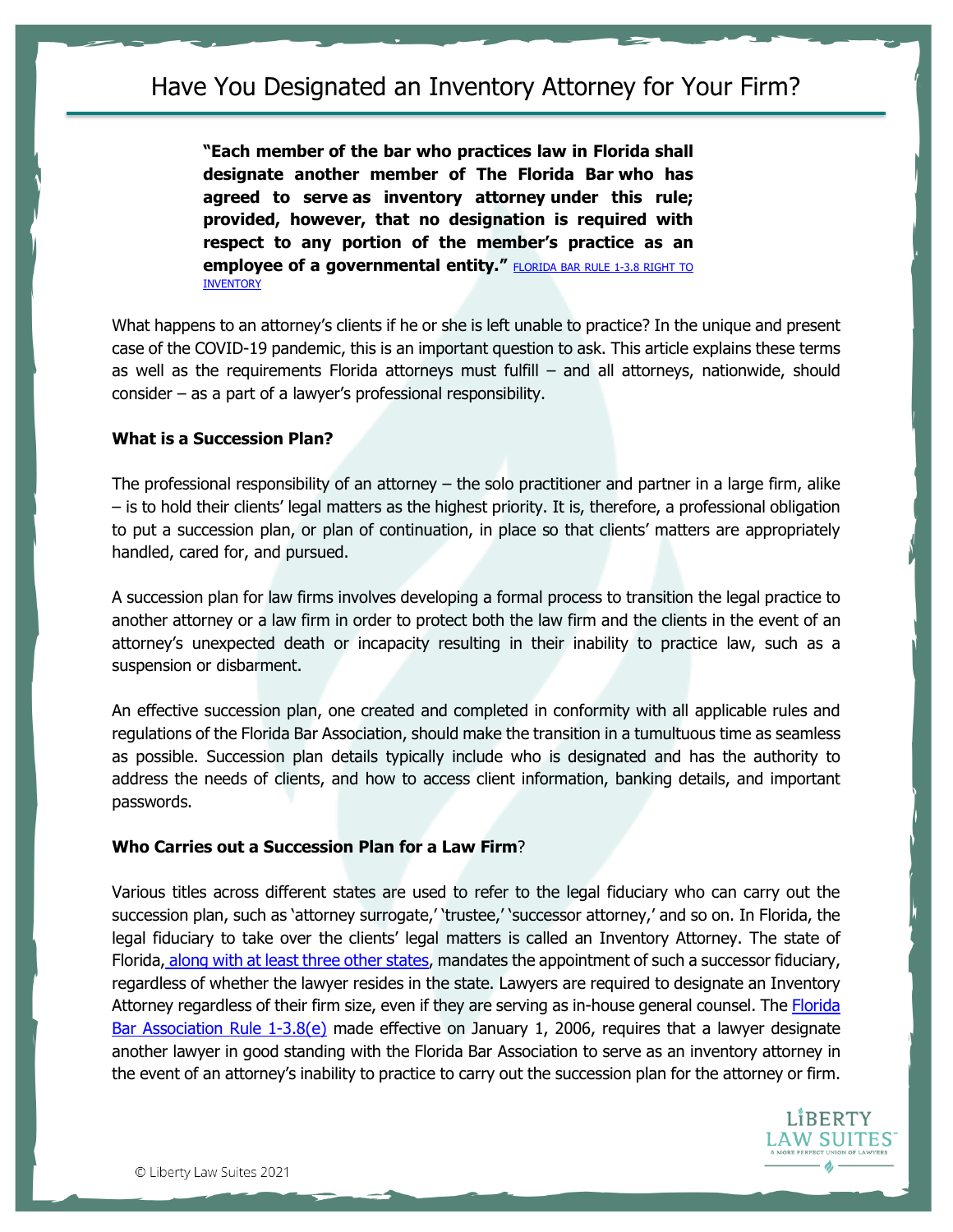# Have You Designated an Inventory Attorney for Your Firm?

> **"Each member of the bar who practices law in Florida shall designate another member of The Florida Bar who has agreed to serve as inventory attorney under this rule; provided, however, that no designation is required with respect to any portion of the member's practice as an employee of a governmental entity."** FLORIDA BAR RULE 1-3.8 RIGHT TO INVENTORY

What happens to an attorney's clients if he or she is left unable to practice? In the unique and present case of the COVID-19 pandemic, this is an important question to ask. This article explains these terms as well as the requirements Florida attorneys must fulfill – and all attorneys, nationwide, should consider – as a part of a lawyer's professional responsibility.

**What is a Succession Plan?**

The professional responsibility of an attorney – the solo practitioner and partner in a large firm, alike – is to hold their clients' legal matters as the highest priority. It is, therefore, a professional obligation to put a succession plan, or plan of continuation, in place so that clients' matters are appropriately handled, cared for, and pursued.

A succession plan for law firms involves developing a formal process to transition the legal practice to another attorney or a law firm in order to protect both the law firm and the clients in the event of an attorney's unexpected death or incapacity resulting in their inability to practice law, such as a suspension or disbarment.

An effective succession plan, one created and completed in conformity with all applicable rules and regulations of the Florida Bar Association, should make the transition in a tumultuous time as seamless as possible. Succession plan details typically include who is designated and has the authority to address the needs of clients, and how to access client information, banking details, and important passwords.

**Who Carries out a Succession Plan for a Law Firm?**

Various titles across different states are used to refer to the legal fiduciary who can carry out the succession plan, such as 'attorney surrogate,' 'trustee,' 'successor attorney,' and so on. In Florida, the legal fiduciary to take over the clients' legal matters is called an Inventory Attorney. The state of Florida, along with at least three other states, mandates the appointment of such a successor fiduciary, regardless of whether the lawyer resides in the state. Lawyers are required to designate an Inventory Attorney regardless of their firm size, even if they are serving as in-house general counsel. The Florida Bar Association Rule 1-3.8(e) made effective on January 1, 2006, requires that a lawyer designate another lawyer in good standing with the Florida Bar Association to serve as an inventory attorney in the event of an attorney's inability to practice to carry out the succession plan for the attorney or firm.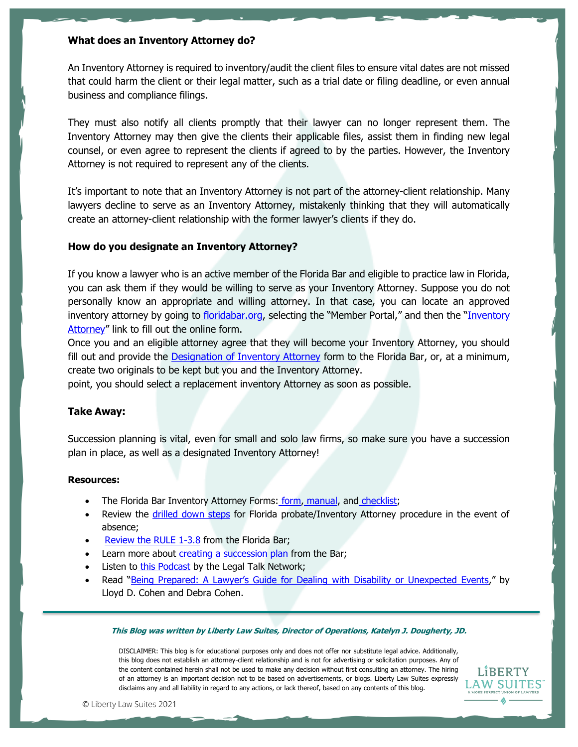### What does an Inventory Attorney do?

An Inventory Attorney is required to inventory/audit the client files to ensure vital dates are not missed that could harm the client or their legal matter, such as a trial date or filing deadline, or even annual business and compliance filings.

They must also notify all clients promptly that their lawyer can no longer represent them. The Inventory Attorney may then give the clients their applicable files, assist them in finding new legal counsel, or even agree to represent the clients if agreed to by the parties. However, the Inventory Attorney is not required to represent any of the clients.

It's important to note that an Inventory Attorney is not part of the attorney-client relationship. Many lawyers decline to serve as an Inventory Attorney, mistakenly thinking that they will automatically create an attorney-client relationship with the former lawyer's clients if they do.

### How do you designate an Inventory Attorney?

If you know a lawyer who is an active member of the Florida Bar and eligible to practice law in Florida, you can ask them if they would be willing to serve as your Inventory Attorney. Suppose you do not personally know an appropriate and willing attorney. In that case, you can locate an approved inventory attorney by going to floridabar.org, selecting the "Member Portal," and then the "Inventory Attorney" link to fill out the online form.

Once you and an eligible attorney agree that they will become your Inventory Attorney, you should fill out and provide the Designation of Inventory Attorney form to the Florida Bar, or, at a minimum, create two originals to be kept but you and the Inventory Attorney.

point, you should select a replacement inventory Attorney as soon as possible.

### Take Away:

Succession planning is vital, even for small and solo law firms, so make sure you have a succession plan in place, as well as a designated Inventory Attorney!

### Resources:

- The Florida Bar Inventory Attorney Forms: form, manual, and checklist;
- Review the drilled down steps for Florida probate/Inventory Attorney procedure in the event of absence;
- Review the RULE 1-3.8 from the Florida Bar;
- Learn more about creating a succession plan from the Bar;
- Listen to this Podcast by the Legal Talk Network;
- Read "Being Prepared: A Lawyer's Guide for Dealing with Disability or Unexpected Events," by Lloyd D. Cohen and Debra Cohen.

---

***This Blog was written by Liberty Law Suites, Director of Operations, Katelyn J. Dougherty, JD.***

DISCLAIMER: This blog is for educational purposes only and does not offer nor substitute legal advice. Additionally, this blog does not establish an attorney-client relationship and is not for advertising or solicitation purposes. Any of the content contained herein shall not be used to make any decision without first consulting an attorney. The hiring of an attorney is an important decision not to be based on advertisements, or blogs. Liberty Law Suites expressly disclaims any and all liability in regard to any actions, or lack thereof, based on any contents of this blog.

LIBERTY LAW SUITES™ A MORE PERFECT UNION OF LAWYERS

© Liberty Law Suites 2021